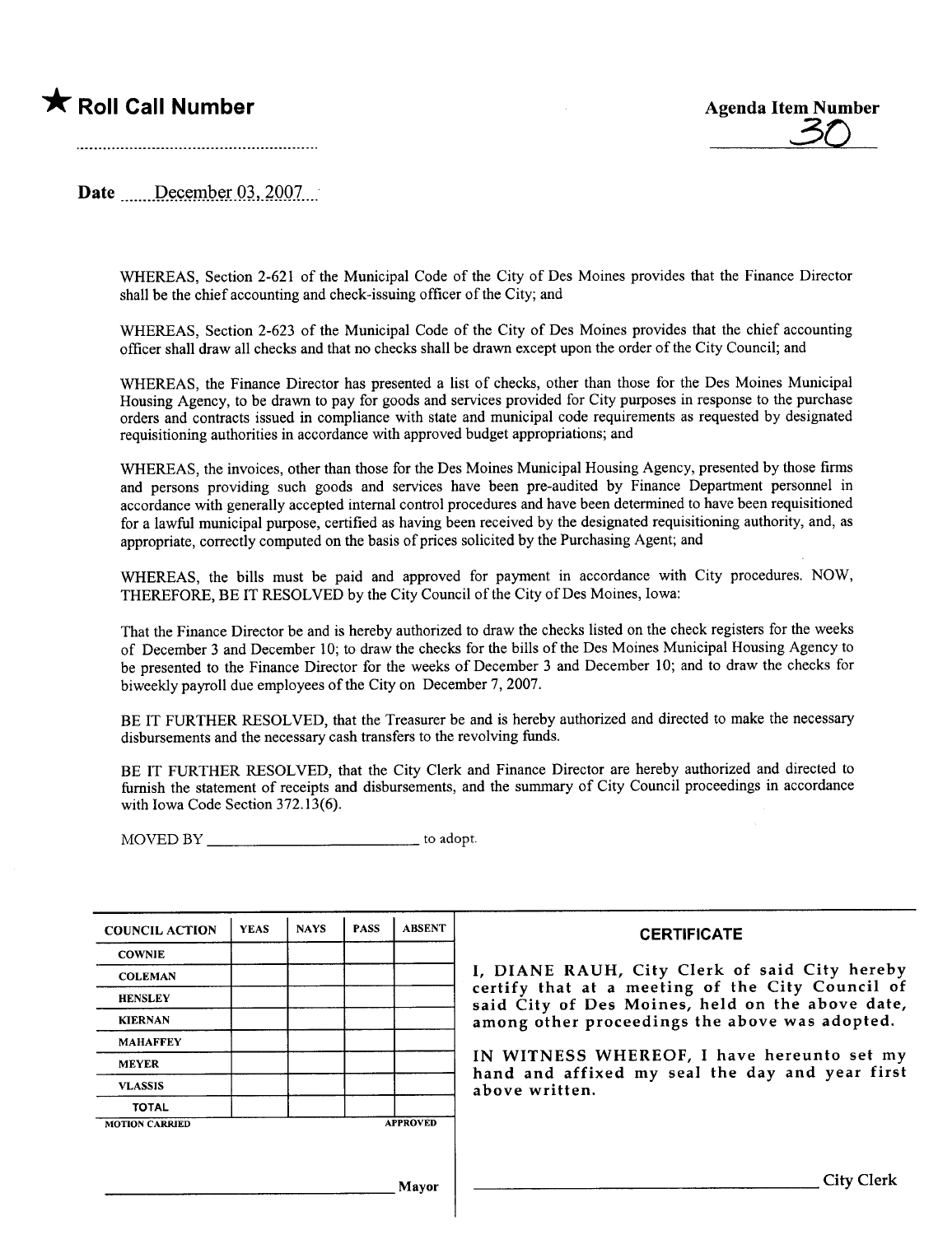★ **Roll Call Number**

..........................................................

**Agenda Item Number**

30

**Date** ......December 03, 2007...

WHEREAS, Section 2-621 of the Municipal Code of the City of Des Moines provides that the Finance Director shall be the chief accounting and check-issuing officer of the City; and

WHEREAS, Section 2-623 of the Municipal Code of the City of Des Moines provides that the chief accounting officer shall draw all checks and that no checks shall be drawn except upon the order of the City Council; and

WHEREAS, the Finance Director has presented a list of checks, other than those for the Des Moines Municipal Housing Agency, to be drawn to pay for goods and services provided for City purposes in response to the purchase orders and contracts issued in compliance with state and municipal code requirements as requested by designated requisitioning authorities in accordance with approved budget appropriations; and

WHEREAS, the invoices, other than those for the Des Moines Municipal Housing Agency, presented by those firms and persons providing such goods and services have been pre-audited by Finance Department personnel in accordance with generally accepted internal control procedures and have been determined to have been requisitioned for a lawful municipal purpose, certified as having been received by the designated requisitioning authority, and, as appropriate, correctly computed on the basis of prices solicited by the Purchasing Agent; and

WHEREAS, the bills must be paid and approved for payment in accordance with City procedures. NOW, THEREFORE, BE IT RESOLVED by the City Council of the City of Des Moines, Iowa:

That the Finance Director be and is hereby authorized to draw the checks listed on the check registers for the weeks of December 3 and December 10; to draw the checks for the bills of the Des Moines Municipal Housing Agency to be presented to the Finance Director for the weeks of December 3 and December 10; and to draw the checks for biweekly payroll due employees of the City on December 7, 2007.

BE IT FURTHER RESOLVED, that the Treasurer be and is hereby authorized and directed to make the necessary disbursements and the necessary cash transfers to the revolving funds.

BE IT FURTHER RESOLVED, that the City Clerk and Finance Director are hereby authorized and directed to furnish the statement of receipts and disbursements, and the summary of City Council proceedings in accordance with Iowa Code Section 372.13(6).

MOVED BY ____________________________ to adopt.

| COUNCIL ACTION | YEAS | NAYS | PASS | ABSENT |
|---|---|---|---|---|
| COWNIE | | | | |
| COLEMAN | | | | |
| HENSLEY | | | | |
| KIERNAN | | | | |
| MAHAFFEY | | | | |
| MEYER | | | | |
| VLASSIS | | | | |
| TOTAL | | | | |

MOTION CARRIED APPROVED

______________________________ Mayor

**CERTIFICATE**

I, DIANE RAUH, City Clerk of said City hereby certify that at a meeting of the City Council of said City of Des Moines, held on the above date, among other proceedings the above was adopted.

IN WITNESS WHEREOF, I have hereunto set my hand and affixed my seal the day and year first above written.

______________________________ City Clerk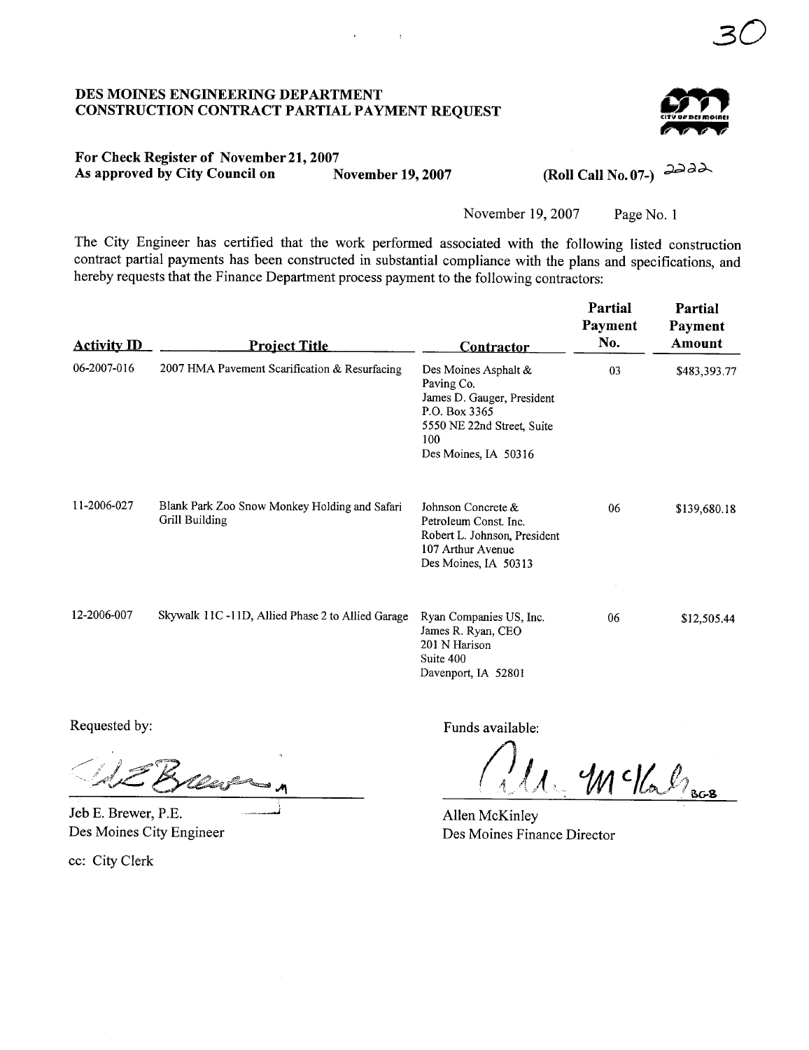30

**DES MOINES ENGINEERING DEPARTMENT**
**CONSTRUCTION CONTRACT PARTIAL PAYMENT REQUEST**

**For Check Register of November 21, 2007**
**As approved by City Council on November 19, 2007** **(Roll Call No. 07-)** 2222

November 19, 2007 Page No. 1

The City Engineer has certified that the work performed associated with the following listed construction contract partial payments has been constructed in substantial compliance with the plans and specifications, and hereby requests that the Finance Department process payment to the following contractors:

| Activity ID | Project Title | Contractor | Partial Payment No. | Partial Payment Amount |
|---|---|---|---|---|
| 06-2007-016 | 2007 HMA Pavement Scarification & Resurfacing | Des Moines Asphalt & Paving Co.<br>James D. Gauger, President<br>P.O. Box 3365<br>5550 NE 22nd Street, Suite 100<br>Des Moines, IA 50316 | 03 | $483,393.77 |
| 11-2006-027 | Blank Park Zoo Snow Monkey Holding and Safari Grill Building | Johnson Concrete & Petroleum Const. Inc.<br>Robert L. Johnson, President<br>107 Arthur Avenue<br>Des Moines, IA 50313 | 06 | $139,680.18 |
| 12-2006-007 | Skywalk 11C -11D, Allied Phase 2 to Allied Garage | Ryan Companies US, Inc.<br>James R. Ryan, CEO<br>201 N Harison<br>Suite 400<br>Davenport, IA 52801 | 06 | $12,505.44 |

Requested by:

Jeb E. Brewer, P.E.
Des Moines City Engineer

cc: City Clerk

Funds available:

Allen McKinley
Des Moines Finance Director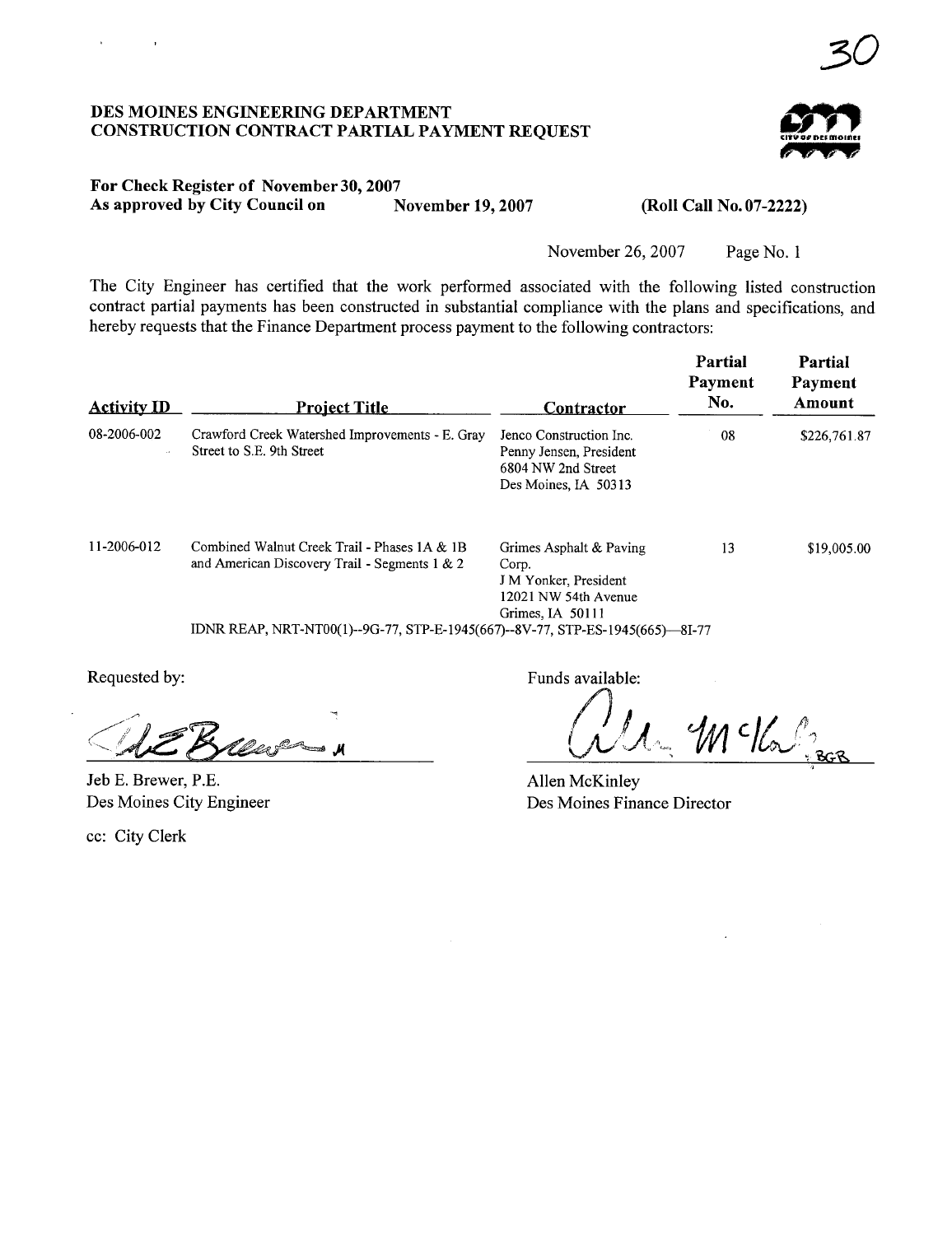30

**DES MOINES ENGINEERING DEPARTMENT**
**CONSTRUCTION CONTRACT PARTIAL PAYMENT REQUEST**

**For Check Register of November 30, 2007**
**As approved by City Council on November 19, 2007** **(Roll Call No. 07-2222)**

November 26, 2007 Page No. 1

The City Engineer has certified that the work performed associated with the following listed construction contract partial payments has been constructed in substantial compliance with the plans and specifications, and hereby requests that the Finance Department process payment to the following contractors:

| Activity ID | Project Title | Contractor | Partial Payment No. | Partial Payment Amount |
|---|---|---|---|---|
| 08-2006-002 | Crawford Creek Watershed Improvements - E. Gray Street to S.E. 9th Street | Jenco Construction Inc. Penny Jensen, President 6804 NW 2nd Street Des Moines, IA 50313 | 08 | $226,761.87 |
| 11-2006-012 | Combined Walnut Creek Trail - Phases 1A & 1B and American Discovery Trail - Segments 1 & 2<br>IDNR REAP, NRT-NT00(1)--9G-77, STP-E-1945(667)--8V-77, STP-ES-1945(665)—8I-77 | Grimes Asphalt & Paving Corp. J M Yonker, President 12021 NW 54th Avenue Grimes, IA 50111 | 13 | $19,005.00 |

Requested by:

Jeb E. Brewer, P.E.
Des Moines City Engineer

cc: City Clerk

Funds available:

Allen McKinley
Des Moines Finance Director